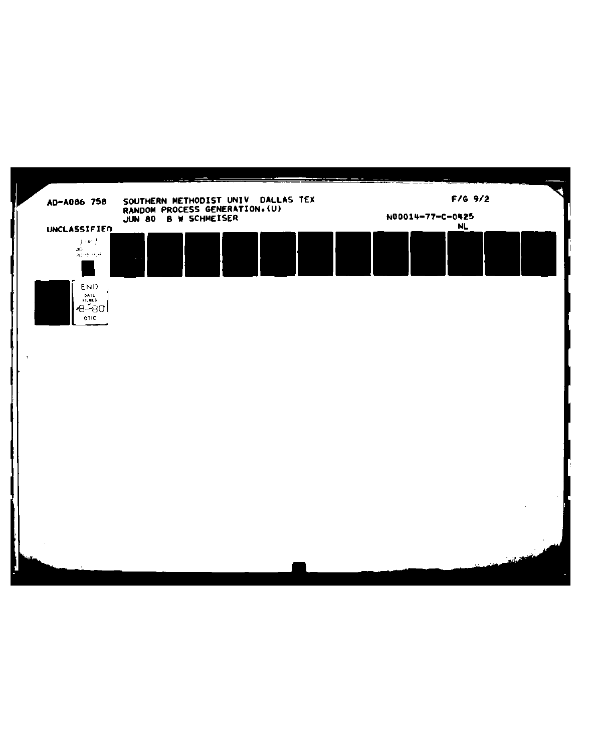AD-A086 758 SOUTHERN METHODIST UNIV DALLAS TEX F/G 9/2

RANDOM PROCESS GENERATION.(U)

JUN 80 B W SCHMEISER N00014-77-C-0425

UNCLASSIFIED NL

1 OF 1

END

DATE FILMED

8-80

DTIC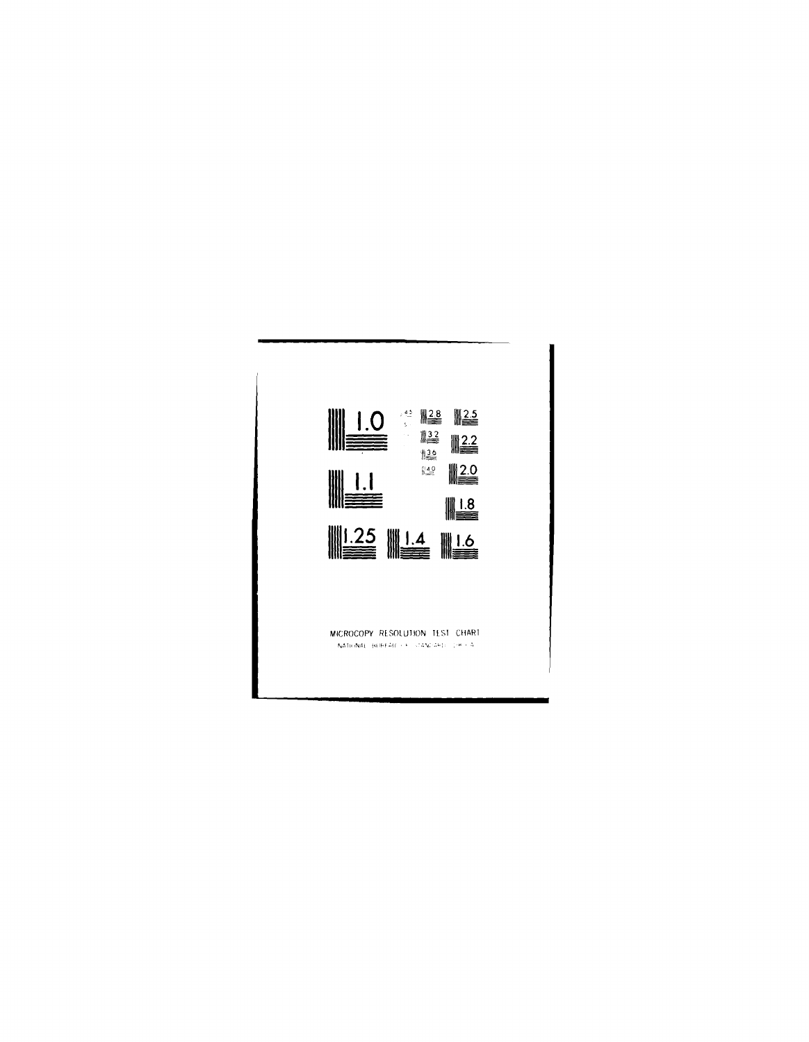MICROCOPY RESOLUTION TEST CHART

NATIONAL BUREAU OF STANDARDS-1963-A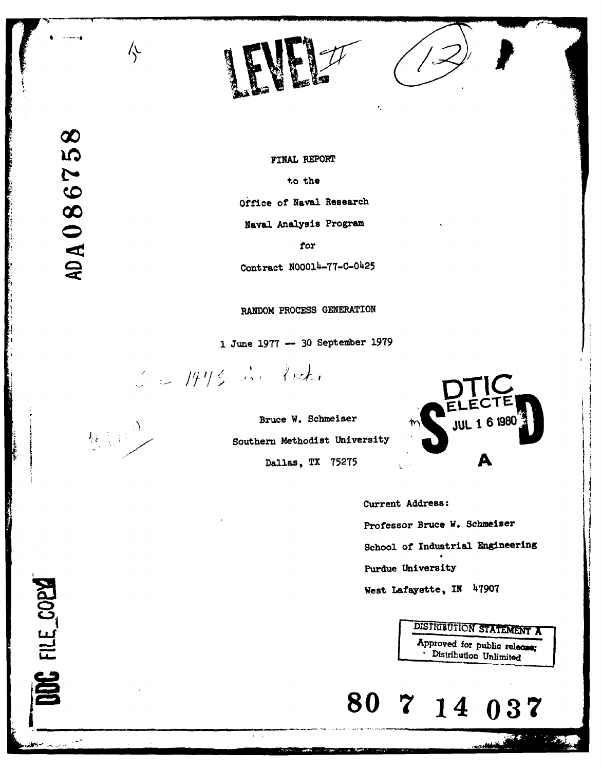LEVEL II

FINAL REPORT

to the

Office of Naval Research

Naval Analysis Program

for

Contract N00014-77-C-0425

RANDOM PROCESS GENERATION

1 June 1977 -- 30 September 1979

Bruce W. Schmeiser

Southern Methodist University

Dallas, TX 75275

DTIC SELECTE JUL 16 1980 D A

Current Address:

Professor Bruce W. Schmeiser

School of Industrial Engineering

Purdue University

West Lafayette, IN 47907

DISTRIBUTION STATEMENT A
Approved for public release;
Distribution Unlimited

ADA086758

DDC FILE COPY

80 7 14 037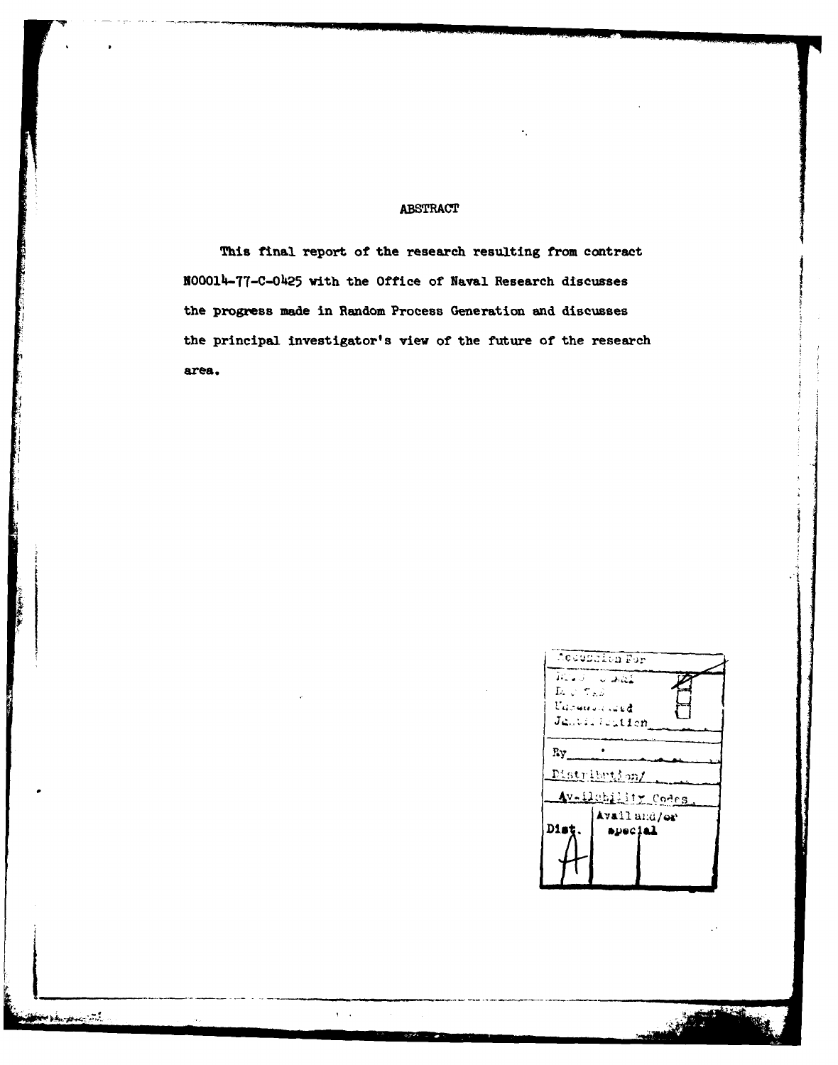## ABSTRACT

This final report of the research resulting from contract N00014-77-C-0425 with the Office of Naval Research discusses the progress made in Random Process Generation and discusses the principal investigator's view of the future of the research area.

| Accession For | |
|---|---|
| NTIS GRA&I | |
| DTIC TAB | |
| Unannounced | |
| Justification | |
| By | |
| Distribution/ | |
| Availability Codes | |
| Dist. | Avail and/or special |
| A | |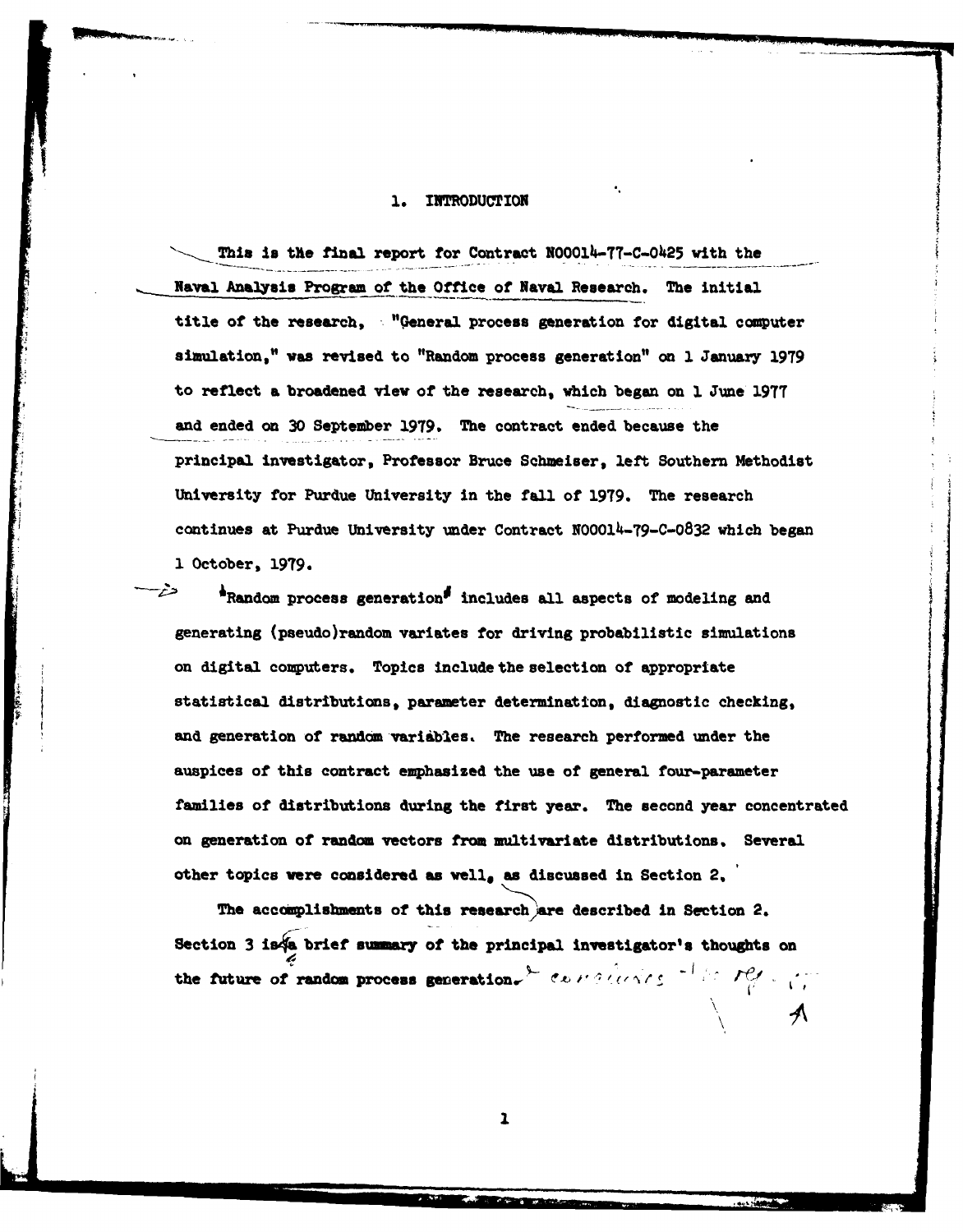# 1. INTRODUCTION

This is the final report for Contract N00014-77-C-0425 with the Naval Analysis Program of the Office of Naval Research. The initial title of the research, "General process generation for digital computer simulation," was revised to "Random process generation" on 1 January 1979 to reflect a broadened view of the research, which began on 1 June 1977 and ended on 30 September 1979. The contract ended because the principal investigator, Professor Bruce Schmeiser, left Southern Methodist University for Purdue University in the fall of 1979. The research continues at Purdue University under Contract N00014-79-C-0832 which began 1 October, 1979.

"Random process generation" includes all aspects of modeling and generating (pseudo)random variates for driving probabilistic simulations on digital computers. Topics include the selection of appropriate statistical distributions, parameter determination, diagnostic checking, and generation of random variables. The research performed under the auspices of this contract emphasized the use of general four-parameter families of distributions during the first year. The second year concentrated on generation of random vectors from multivariate distributions. Several other topics were considered as well, as discussed in Section 2.

The accomplishments of this research are described in Section 2. Section 3 is a brief summary of the principal investigator's thoughts on the future of random process generation.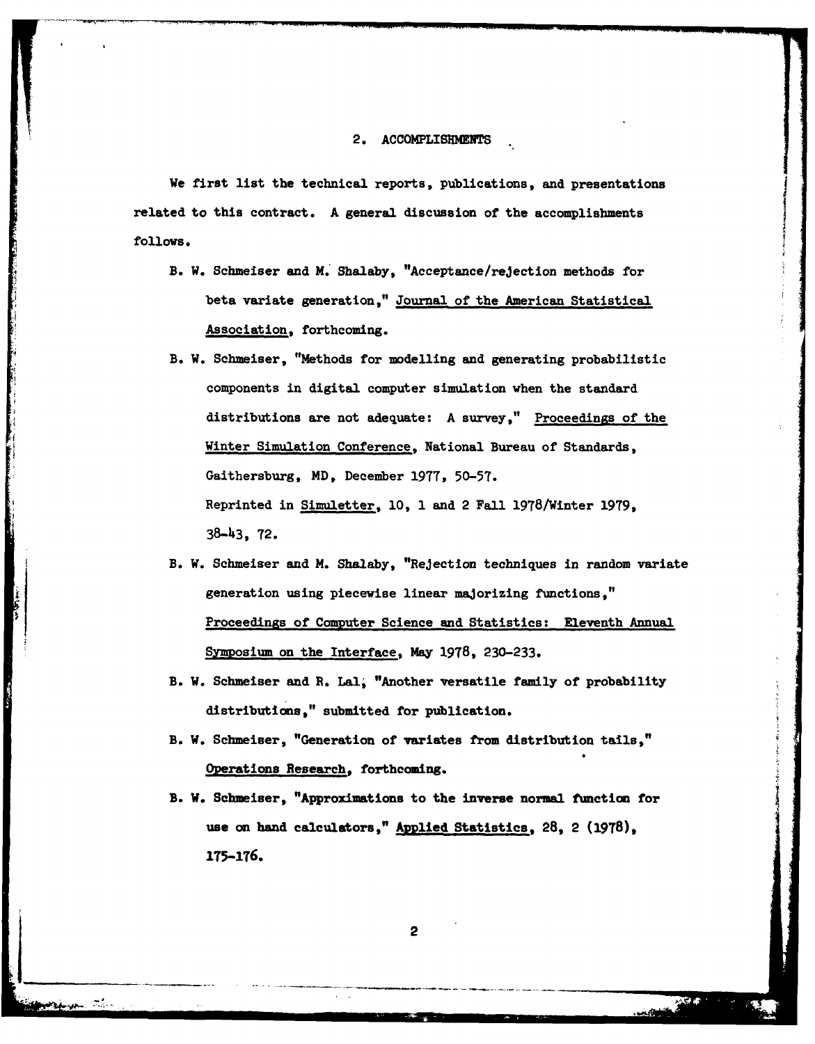## 2. ACCOMPLISHMENTS

We first list the technical reports, publications, and presentations related to this contract. A general discussion of the accomplishments follows.

- B. W. Schmeiser and M. Shalaby, "Acceptance/rejection methods for beta variate generation," Journal of the American Statistical Association, forthcoming.
- B. W. Schmeiser, "Methods for modelling and generating probabilistic components in digital computer simulation when the standard distributions are not adequate: A survey," Proceedings of the Winter Simulation Conference, National Bureau of Standards, Gaithersburg, MD, December 1977, 50-57.
  Reprinted in Simuletter, 10, 1 and 2 Fall 1978/Winter 1979, 38-43, 72.
- B. W. Schmeiser and M. Shalaby, "Rejection techniques in random variate generation using piecewise linear majorizing functions," Proceedings of Computer Science and Statistics: Eleventh Annual Symposium on the Interface, May 1978, 230-233.
- B. W. Schmeiser and R. Lal, "Another versatile family of probability distributions," submitted for publication.
- B. W. Schmeiser, "Generation of variates from distribution tails," Operations Research, forthcoming.
- B. W. Schmeiser, "Approximations to the inverse normal function for use on hand calculators," Applied Statistics, 28, 2 (1978), 175-176.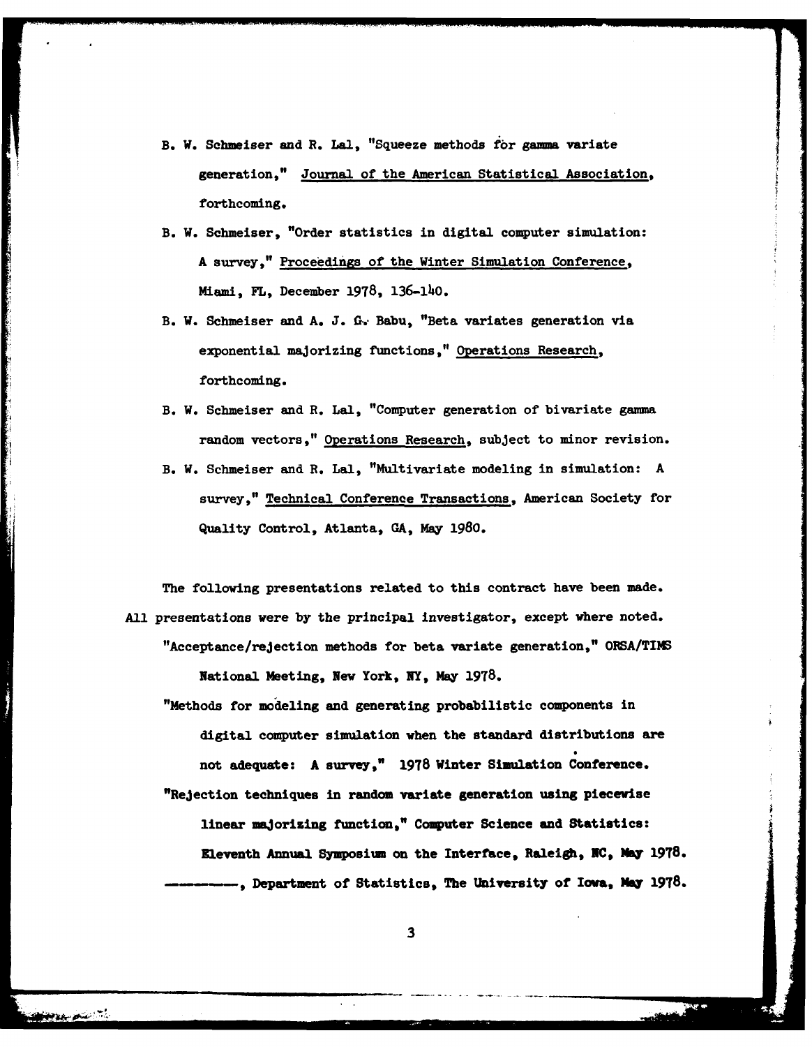B. W. Schmeiser and R. Lal, "Squeeze methods for gamma variate generation," Journal of the American Statistical Association, forthcoming.

B. W. Schmeiser, "Order statistics in digital computer simulation: A survey," Proceedings of the Winter Simulation Conference, Miami, FL, December 1978, 136-140.

B. W. Schmeiser and A. J. G. Babu, "Beta variates generation via exponential majorizing functions," Operations Research, forthcoming.

B. W. Schmeiser and R. Lal, "Computer generation of bivariate gamma random vectors," Operations Research, subject to minor revision.

B. W. Schmeiser and R. Lal, "Multivariate modeling in simulation: A survey," Technical Conference Transactions, American Society for Quality Control, Atlanta, GA, May 1980.

The following presentations related to this contract have been made. All presentations were by the principal investigator, except where noted.

"Acceptance/rejection methods for beta variate generation," ORSA/TIMS National Meeting, New York, NY, May 1978.

"Methods for modeling and generating probabilistic components in digital computer simulation when the standard distributions are not adequate: A survey," 1978 Winter Simulation Conference.

"Rejection techniques in random variate generation using piecewise linear majorizing function," Computer Science and Statistics: Eleventh Annual Symposium on the Interface, Raleigh, NC, May 1978.

---------, Department of Statistics, The University of Iowa, May 1978.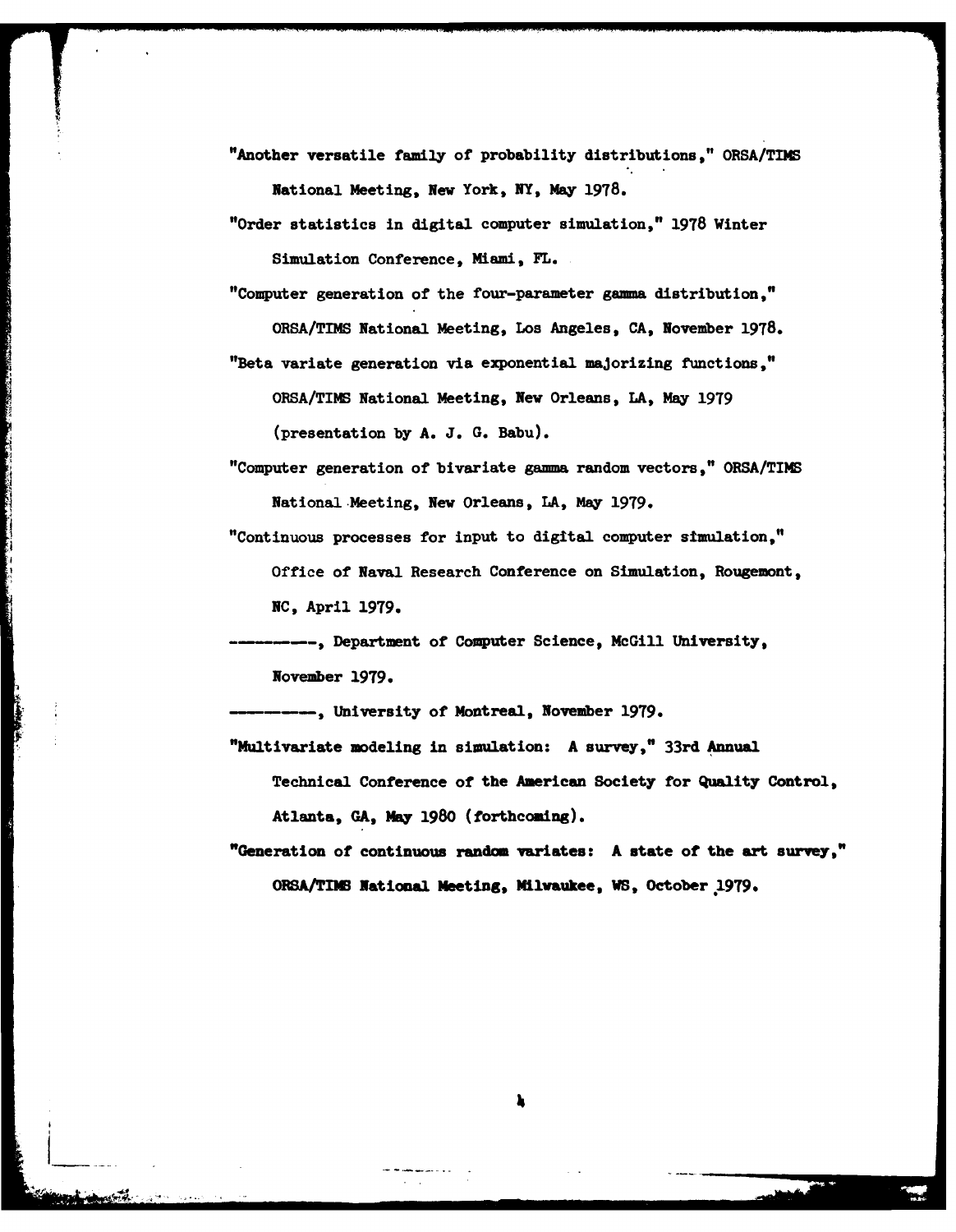"Another versatile family of probability distributions," ORSA/TIMS National Meeting, New York, NY, May 1978.

"Order statistics in digital computer simulation," 1978 Winter Simulation Conference, Miami, FL.

"Computer generation of the four-parameter gamma distribution," ORSA/TIMS National Meeting, Los Angeles, CA, November 1978.

"Beta variate generation via exponential majorizing functions," ORSA/TIMS National Meeting, New Orleans, LA, May 1979 (presentation by A. J. G. Babu).

"Computer generation of bivariate gamma random vectors," ORSA/TIMS National Meeting, New Orleans, LA, May 1979.

"Continuous processes for input to digital computer simulation," Office of Naval Research Conference on Simulation, Rougemont, NC, April 1979.

---------, Department of Computer Science, McGill University, November 1979.

---------, University of Montreal, November 1979.

"Multivariate modeling in simulation: A survey," 33rd Annual Technical Conference of the American Society for Quality Control, Atlanta, GA, May 1980 (forthcoming).

"Generation of continuous random variates: A state of the art survey," ORSA/TIMS National Meeting, Milwaukee, WS, October 1979.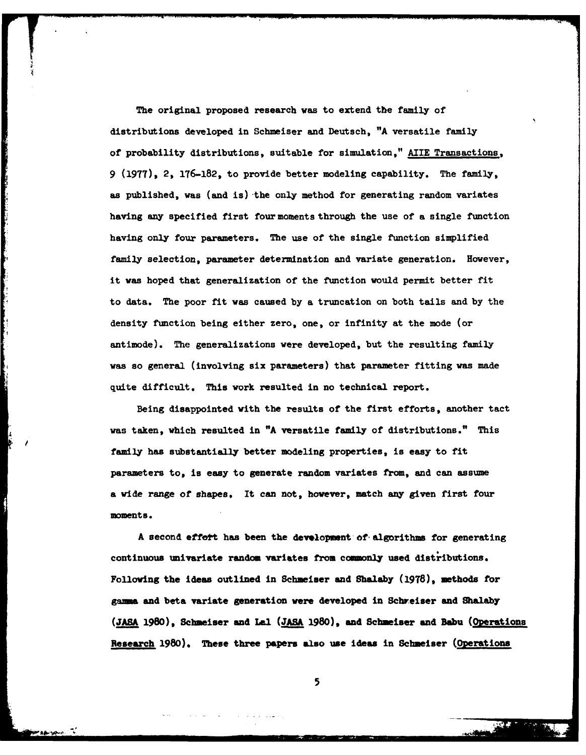The original proposed research was to extend the family of distributions developed in Schmeiser and Deutsch, "A versatile family of probability distributions, suitable for simulation," AIIE Transactions, 9 (1977), 2, 176-182, to provide better modeling capability. The family, as published, was (and is) the only method for generating random variates having any specified first four moments through the use of a single function having only four parameters. The use of the single function simplified family selection, parameter determination and variate generation. However, it was hoped that generalization of the function would permit better fit to data. The poor fit was caused by a truncation on both tails and by the density function being either zero, one, or infinity at the mode (or antimode). The generalizations were developed, but the resulting family was so general (involving six parameters) that parameter fitting was made quite difficult. This work resulted in no technical report.

Being disappointed with the results of the first efforts, another tact was taken, which resulted in "A versatile family of distributions." This family has substantially better modeling properties, is easy to fit parameters to, is easy to generate random variates from, and can assume a wide range of shapes. It can not, however, match any given first four moments.

A second effort has been the development of algorithms for generating continuous univariate random variates from commonly used distributions. Following the ideas outlined in Schmeiser and Shalaby (1978), methods for gamma and beta variate generation were developed in Schmeiser and Shalaby (JASA 1980), Schmeiser and Lal (JASA 1980), and Schmeiser and Babu (Operations Research 1980). These three papers also use ideas in Schmeiser (Operations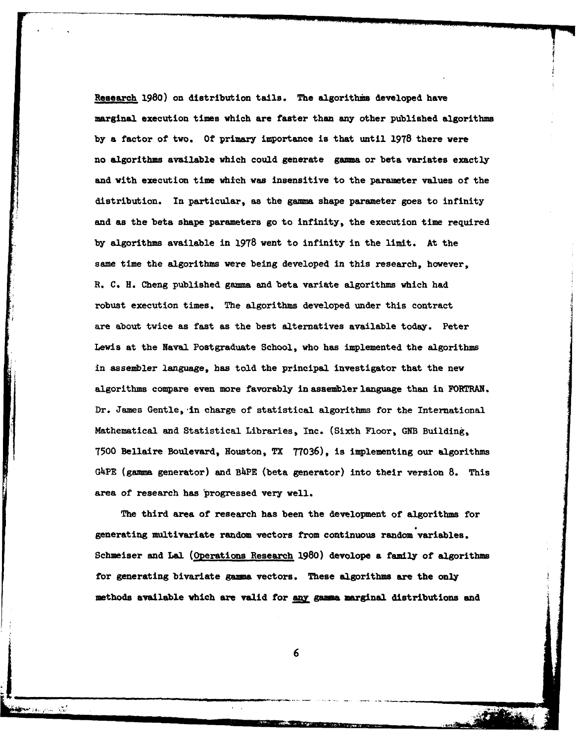Research 1980) on distribution tails. The algorithms developed have marginal execution times which are faster than any other published algorithms by a factor of two. Of primary importance is that until 1978 there were no algorithms available which could generate gamma or beta variates exactly and with execution time which was insensitive to the parameter values of the distribution. In particular, as the gamma shape parameter goes to infinity and as the beta shape parameters go to infinity, the execution time required by algorithms available in 1978 went to infinity in the limit. At the same time the algorithms were being developed in this research, however, R. C. H. Cheng published gamma and beta variate algorithms which had robust execution times. The algorithms developed under this contract are about twice as fast as the best alternatives available today. Peter Lewis at the Naval Postgraduate School, who has implemented the algorithms in assembler language, has told the principal investigator that the new algorithms compare even more favorably in assembler language than in FORTRAN. Dr. James Gentle, in charge of statistical algorithms for the International Mathematical and Statistical Libraries, Inc. (Sixth Floor, GNB Building, 7500 Bellaire Boulevard, Houston, TX 77036), is implementing our algorithms G4PE (gamma generator) and B4PE (beta generator) into their version 8. This area of research has progressed very well.

The third area of research has been the development of algorithms for generating multivariate random vectors from continuous random variables. Schmeiser and Lal (Operations Research 1980) devolope a family of algorithms for generating bivariate gamma vectors. These algorithms are the only methods available which are valid for any gamma marginal distributions and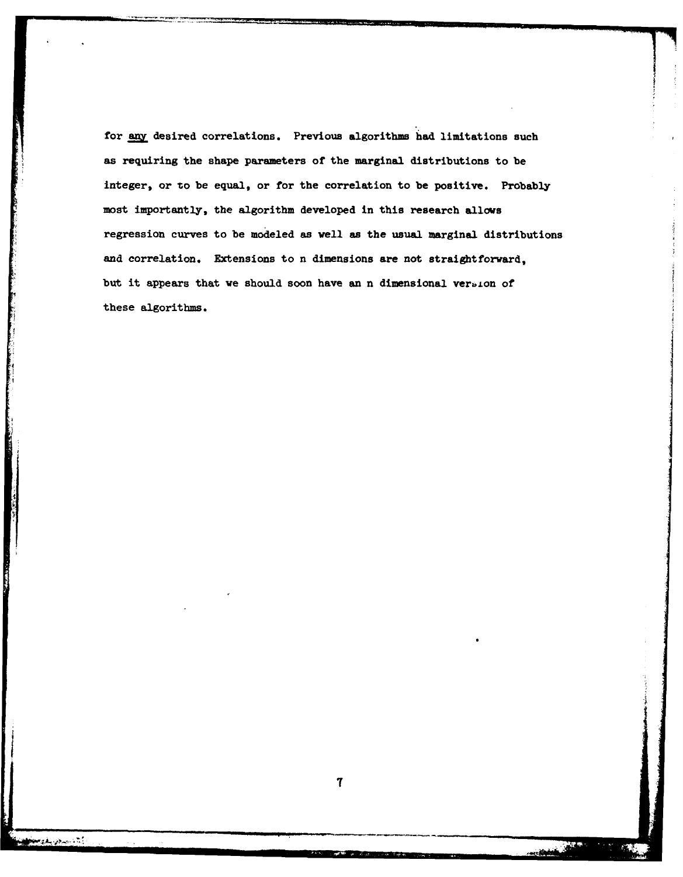for <u>any</u> desired correlations. Previous algorithms had limitations such as requiring the shape parameters of the marginal distributions to be integer, or to be equal, or for the correlation to be positive. Probably most importantly, the algorithm developed in this research allows regression curves to be modeled as well as the usual marginal distributions and correlation. Extensions to n dimensions are not straightforward, but it appears that we should soon have an n dimensional version of these algorithms.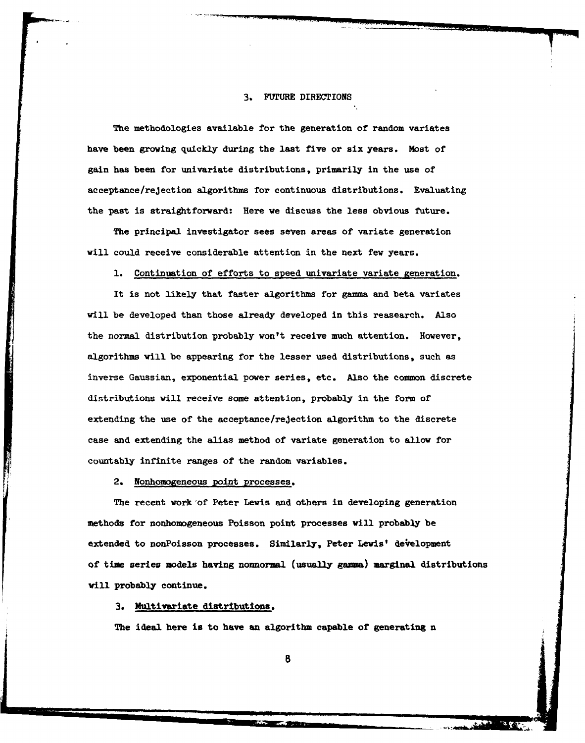## 3. FUTURE DIRECTIONS

The methodologies available for the generation of random variates have been growing quickly during the last five or six years. Most of gain has been for univariate distributions, primarily in the use of acceptance/rejection algorithms for continuous distributions. Evaluating the past is straightforward: Here we discuss the less obvious future.

The principal investigator sees seven areas of variate generation will could receive considerable attention in the next few years.

1. Continuation of efforts to speed univariate variate generation.

It is not likely that faster algorithms for gamma and beta variates will be developed than those already developed in this reasearch. Also the normal distribution probably won't receive much attention. However, algorithms will be appearing for the lesser used distributions, such as inverse Gaussian, exponential power series, etc. Also the common discrete distributions will receive some attention, probably in the form of extending the use of the acceptance/rejection algorithm to the discrete case and extending the alias method of variate generation to allow for countably infinite ranges of the random variables.

2. Nonhomogeneous point processes.

The recent work of Peter Lewis and others in developing generation methods for nonhomogeneous Poisson point processes will probably be extended to nonPoisson processes. Similarly, Peter Lewis' development of time series models having nonnormal (usually gamma) marginal distributions will probably continue.

3. Multivariate distributions.

The ideal here is to have an algorithm capable of generating n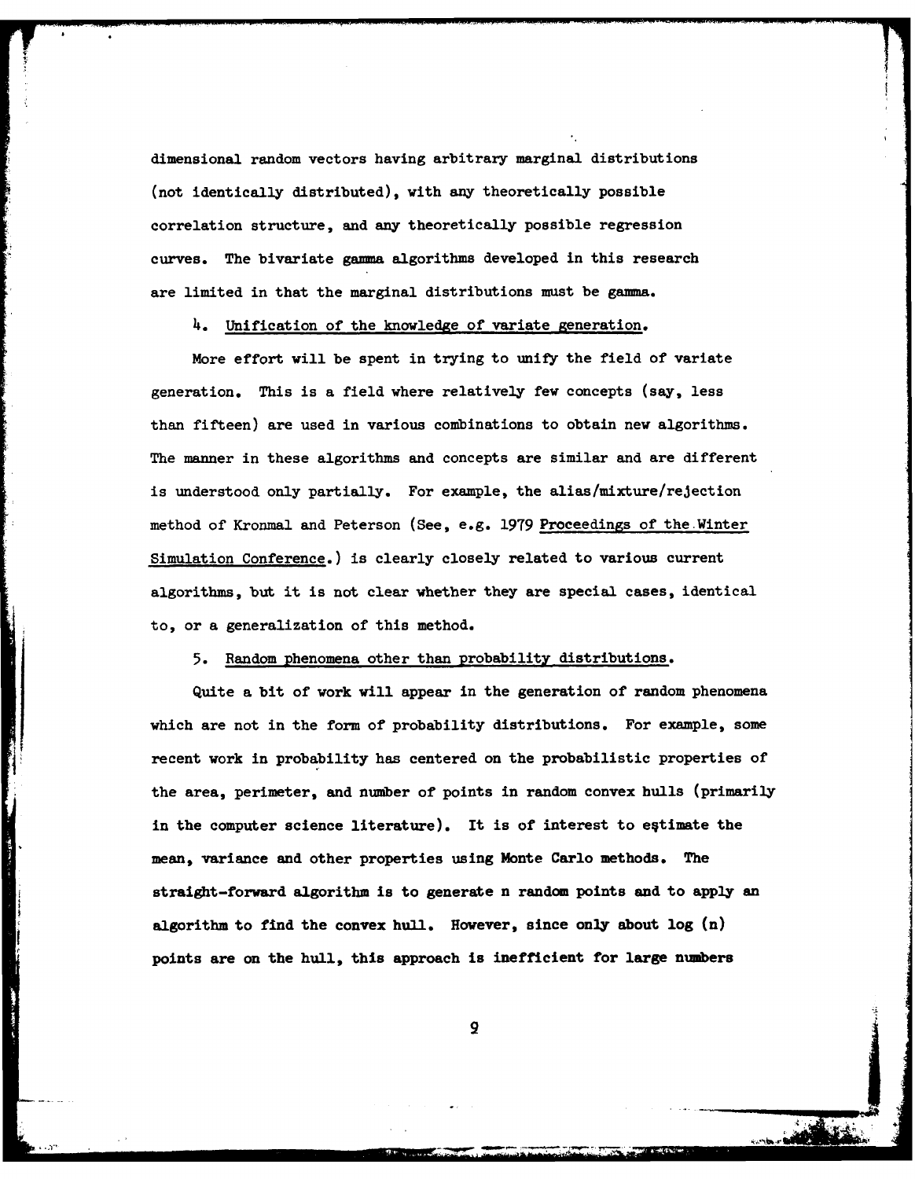dimensional random vectors having arbitrary marginal distributions (not identically distributed), with any theoretically possible correlation structure, and any theoretically possible regression curves. The bivariate gamma algorithms developed in this research are limited in that the marginal distributions must be gamma.

4. Unification of the knowledge of variate generation.

More effort will be spent in trying to unify the field of variate generation. This is a field where relatively few concepts (say, less than fifteen) are used in various combinations to obtain new algorithms. The manner in these algorithms and concepts are similar and are different is understood only partially. For example, the alias/mixture/rejection method of Kronmal and Peterson (See, e.g. 1979 Proceedings of the Winter Simulation Conference.) is clearly closely related to various current algorithms, but it is not clear whether they are special cases, identical to, or a generalization of this method.

5. Random phenomena other than probability distributions.

Quite a bit of work will appear in the generation of random phenomena which are not in the form of probability distributions. For example, some recent work in probability has centered on the probabilistic properties of the area, perimeter, and number of points in random convex hulls (primarily in the computer science literature). It is of interest to estimate the mean, variance and other properties using Monte Carlo methods. The straight-forward algorithm is to generate n random points and to apply an algorithm to find the convex hull. However, since only about log (n) points are on the hull, this approach is inefficient for large numbers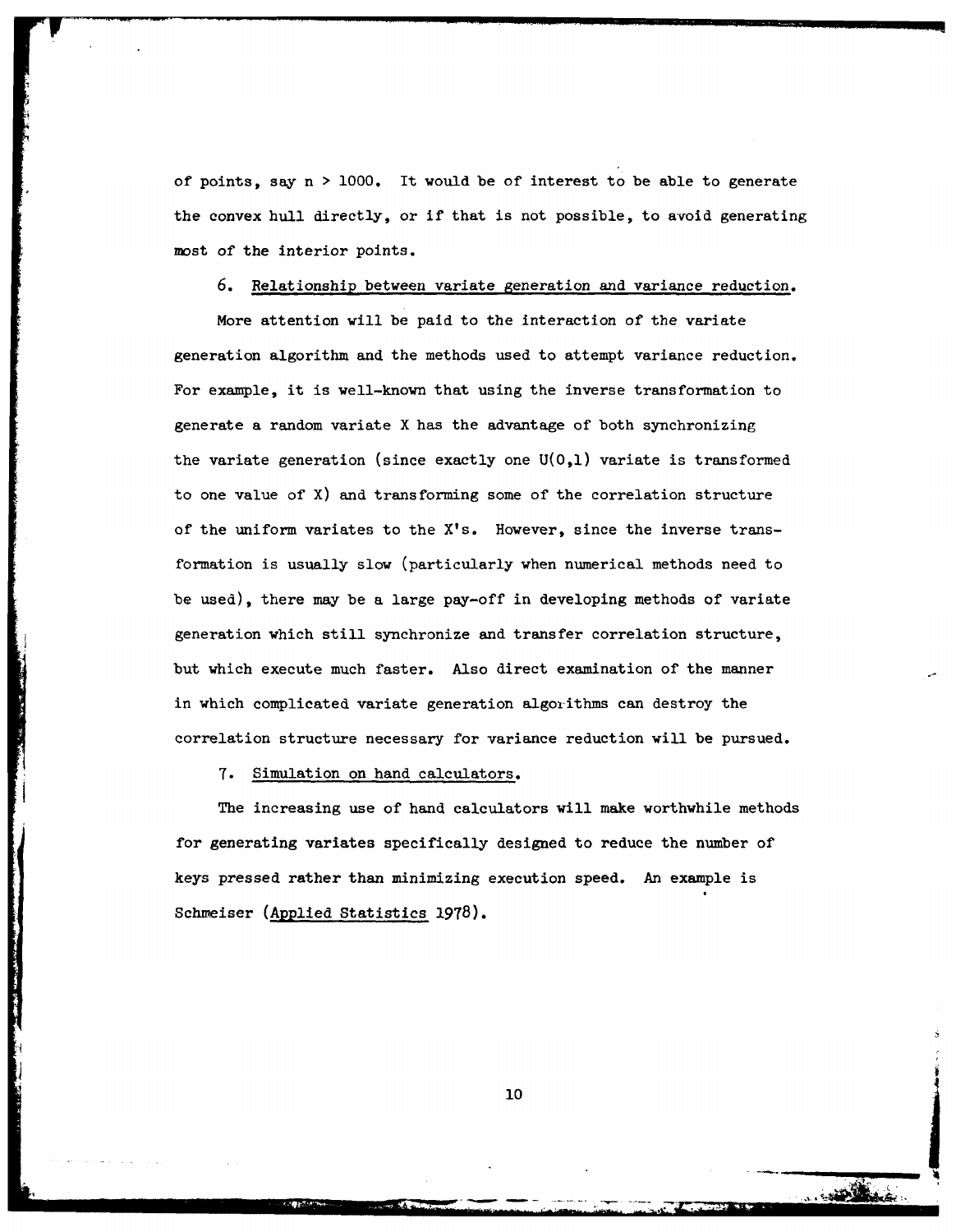of points, say $n > 1000$. It would be of interest to be able to generate the convex hull directly, or if that is not possible, to avoid generating most of the interior points.

6. Relationship between variate generation and variance reduction.

More attention will be paid to the interaction of the variate generation algorithm and the methods used to attempt variance reduction. For example, it is well-known that using the inverse transformation to generate a random variate X has the advantage of both synchronizing the variate generation (since exactly one $U(0,1)$ variate is transformed to one value of X) and transforming some of the correlation structure of the uniform variates to the X's. However, since the inverse transformation is usually slow (particularly when numerical methods need to be used), there may be a large pay-off in developing methods of variate generation which still synchronize and transfer correlation structure, but which execute much faster. Also direct examination of the manner in which complicated variate generation algorithms can destroy the correlation structure necessary for variance reduction will be pursued.

7. Simulation on hand calculators.

The increasing use of hand calculators will make worthwhile methods for generating variates specifically designed to reduce the number of keys pressed rather than minimizing execution speed. An example is Schmeiser (Applied Statistics 1978).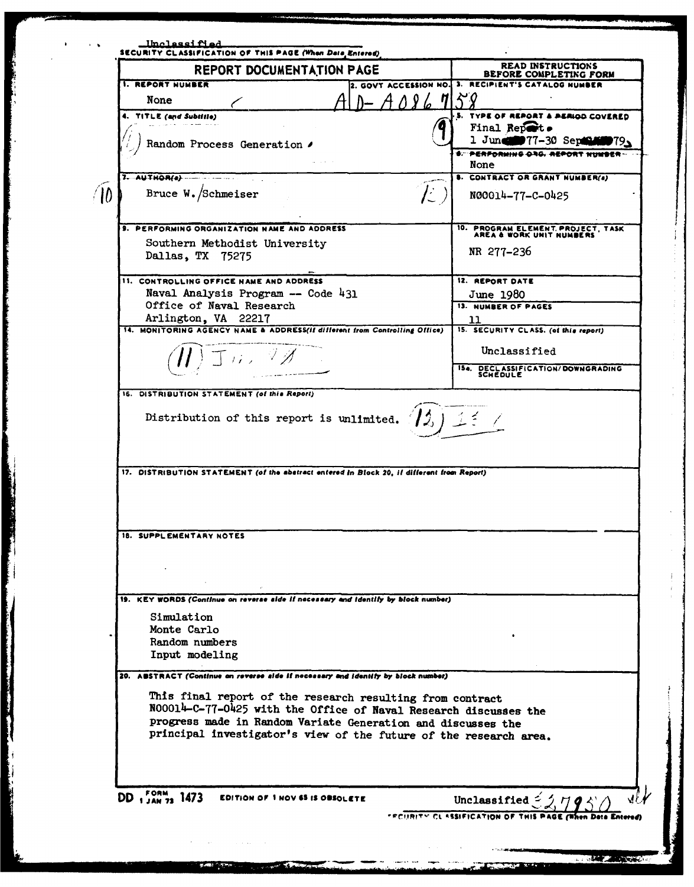Unclassified

SECURITY CLASSIFICATION OF THIS PAGE (When Data Entered)

| REPORT DOCUMENTATION PAGE | | READ INSTRUCTIONS BEFORE COMPLETING FORM |
|---|---|---|
| 1. REPORT NUMBER<br>None | 2. GOVT ACCESSION NO.<br>AD-A086 758 | 3. RECIPIENT'S CATALOG NUMBER |
| 4. TITLE (and Subtitle)<br>Random Process Generation | | 5. TYPE OF REPORT & PERIOD COVERED<br>Final Report<br>1 June 1977-30 Sept 1979 |
| | | 6. PERFORMING ORG. REPORT NUMBER<br>None |
| 7. AUTHOR(s)<br>Bruce W. Schmeiser | | 8. CONTRACT OR GRANT NUMBER(s)<br>N00014-77-C-0425 |
| 9. PERFORMING ORGANIZATION NAME AND ADDRESS<br>Southern Methodist University<br>Dallas, TX 75275 | | 10. PROGRAM ELEMENT, PROJECT, TASK AREA & WORK UNIT NUMBERS<br>NR 277-236 |
| 11. CONTROLLING OFFICE NAME AND ADDRESS<br>Naval Analysis Program -- Code 431<br>Office of Naval Research<br>Arlington, VA 22217 | | 12. REPORT DATE<br>June 1980 |
| | | 13. NUMBER OF PAGES<br>11 |
| 14. MONITORING AGENCY NAME & ADDRESS (if different from Controlling Office) | | 15. SECURITY CLASS. (of this report)<br>Unclassified |
| | | 15a. DECLASSIFICATION/DOWNGRADING SCHEDULE |

16. DISTRIBUTION STATEMENT (of this Report)

Distribution of this report is unlimited.

17. DISTRIBUTION STATEMENT (of the abstract entered in Block 20, if different from Report)

18. SUPPLEMENTARY NOTES

19. KEY WORDS (Continue on reverse side if necessary and identify by block number)

Simulation
Monte Carlo
Random numbers
Input modeling

20. ABSTRACT (Continue on reverse side if necessary and identify by block number)

This final report of the research resulting from contract N00014-C-77-0425 with the Office of Naval Research discusses the progress made in Random Variate Generation and discusses the principal investigator's view of the future of the research area.

DD FORM 1 JAN 73 1473 EDITION OF 1 NOV 65 IS OBSOLETE

Unclassified

SECURITY CLASSIFICATION OF THIS PAGE (When Data Entered)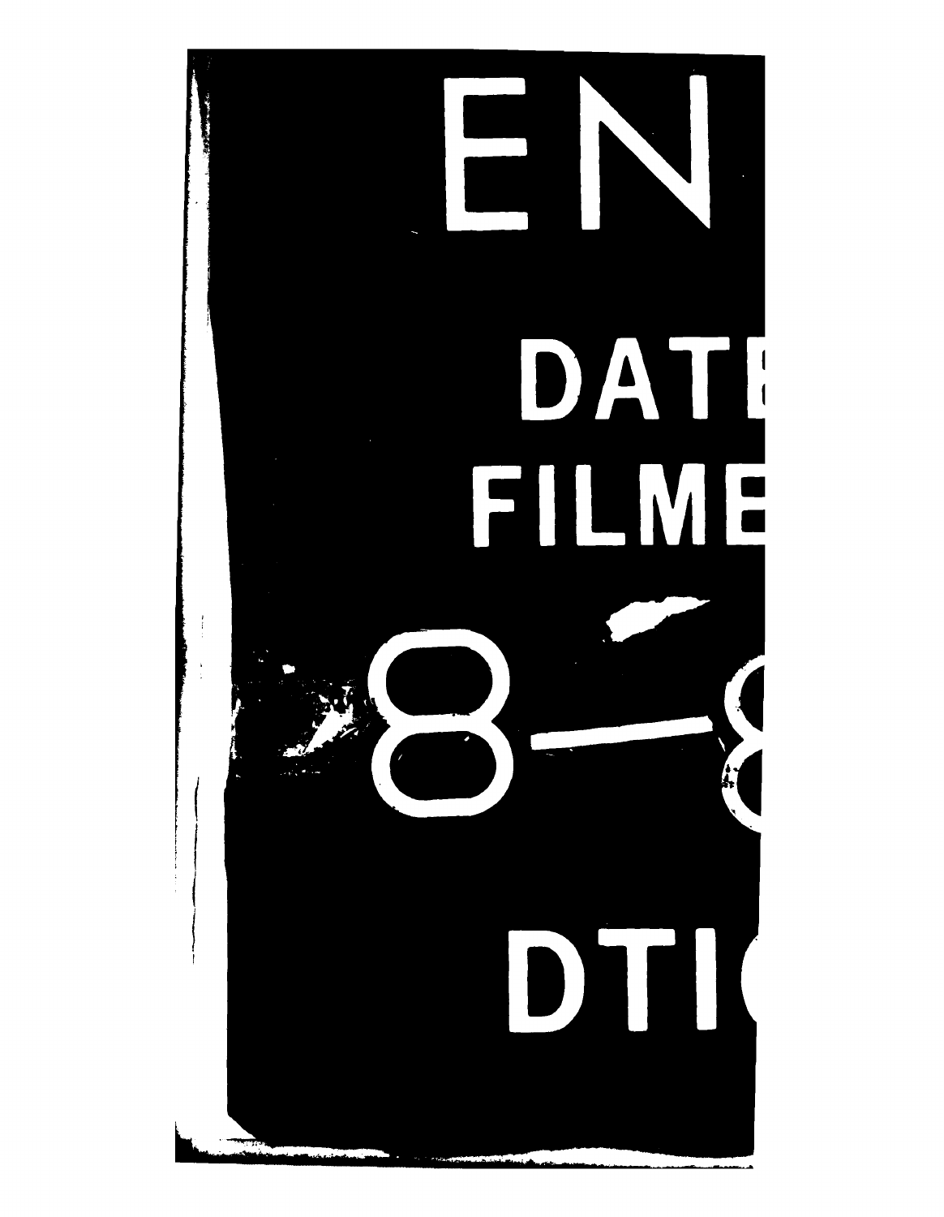EN

DATE
FILME

8 — 8

DTI